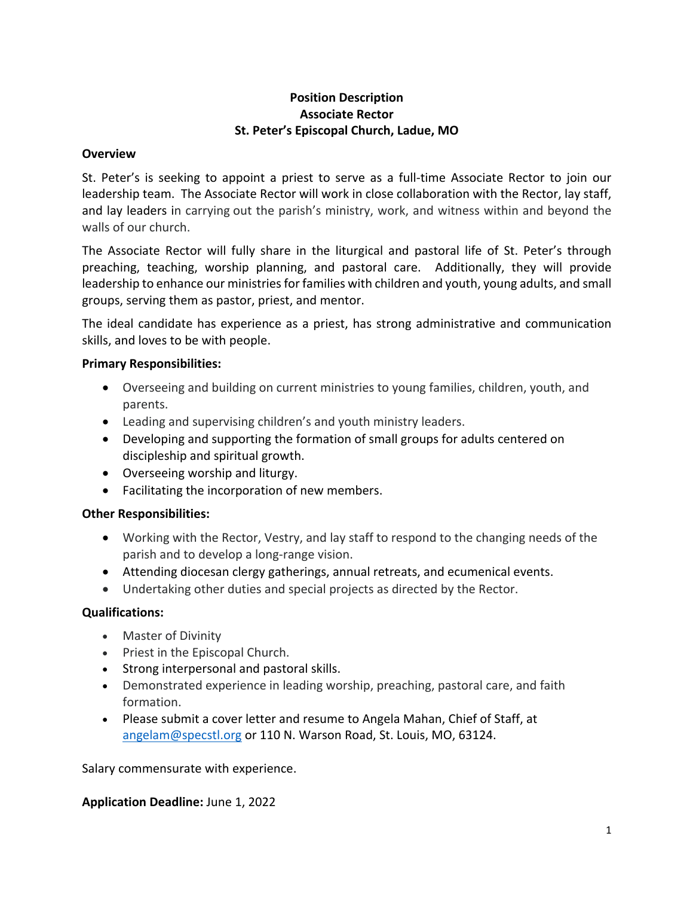# Position Description
# Associate Rector
# St. Peter's Episcopal Church, Ladue, MO

**Overview**

St. Peter's is seeking to appoint a priest to serve as a full-time Associate Rector to join our leadership team. The Associate Rector will work in close collaboration with the Rector, lay staff, and lay leaders in carrying out the parish's ministry, work, and witness within and beyond the walls of our church.

The Associate Rector will fully share in the liturgical and pastoral life of St. Peter's through preaching, teaching, worship planning, and pastoral care. Additionally, they will provide leadership to enhance our ministries for families with children and youth, young adults, and small groups, serving them as pastor, priest, and mentor.

The ideal candidate has experience as a priest, has strong administrative and communication skills, and loves to be with people.

**Primary Responsibilities:**

- Overseeing and building on current ministries to young families, children, youth, and parents.
- Leading and supervising children's and youth ministry leaders.
- Developing and supporting the formation of small groups for adults centered on discipleship and spiritual growth.
- Overseeing worship and liturgy.
- Facilitating the incorporation of new members.

**Other Responsibilities:**

- Working with the Rector, Vestry, and lay staff to respond to the changing needs of the parish and to develop a long-range vision.
- Attending diocesan clergy gatherings, annual retreats, and ecumenical events.
- Undertaking other duties and special projects as directed by the Rector.

**Qualifications:**

- Master of Divinity
- Priest in the Episcopal Church.
- Strong interpersonal and pastoral skills.
- Demonstrated experience in leading worship, preaching, pastoral care, and faith formation.
- Please submit a cover letter and resume to Angela Mahan, Chief of Staff, at angelam@specstl.org or 110 N. Warson Road, St. Louis, MO, 63124.

Salary commensurate with experience.

**Application Deadline:** June 1, 2022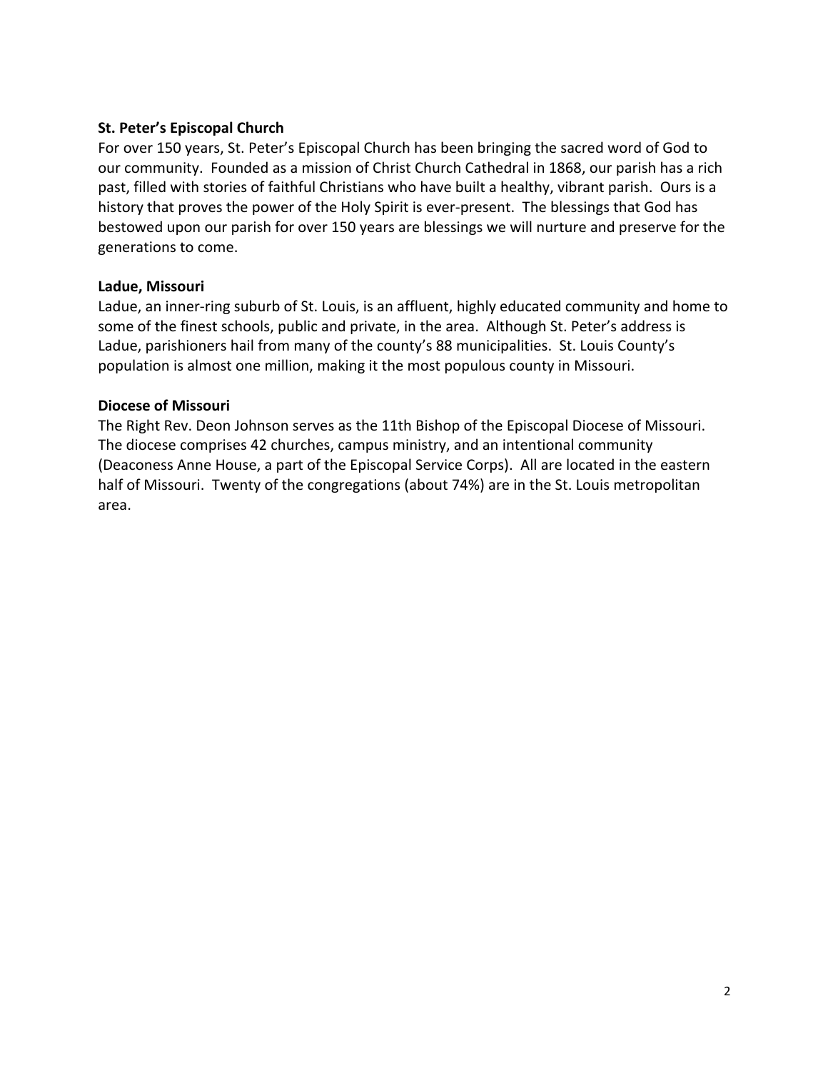**St. Peter's Episcopal Church**

For over 150 years, St. Peter's Episcopal Church has been bringing the sacred word of God to our community. Founded as a mission of Christ Church Cathedral in 1868, our parish has a rich past, filled with stories of faithful Christians who have built a healthy, vibrant parish. Ours is a history that proves the power of the Holy Spirit is ever-present. The blessings that God has bestowed upon our parish for over 150 years are blessings we will nurture and preserve for the generations to come.

**Ladue, Missouri**

Ladue, an inner-ring suburb of St. Louis, is an affluent, highly educated community and home to some of the finest schools, public and private, in the area. Although St. Peter's address is Ladue, parishioners hail from many of the county's 88 municipalities. St. Louis County's population is almost one million, making it the most populous county in Missouri.

**Diocese of Missouri**

The Right Rev. Deon Johnson serves as the 11th Bishop of the Episcopal Diocese of Missouri. The diocese comprises 42 churches, campus ministry, and an intentional community (Deaconess Anne House, a part of the Episcopal Service Corps). All are located in the eastern half of Missouri. Twenty of the congregations (about 74%) are in the St. Louis metropolitan area.